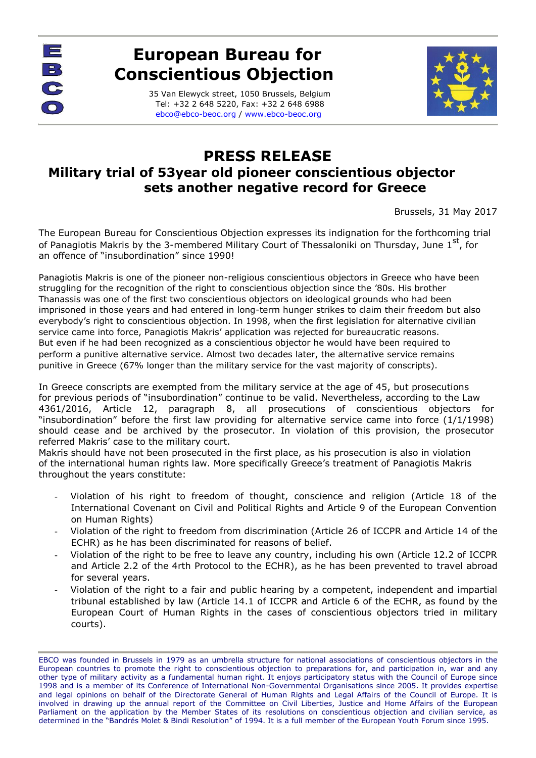# European Bureau for Conscientious Objection

35 Van Elewyck street, 1050 Brussels, Belgium
Tel: +32 2 648 5220, Fax: +32 2 648 6988
ebco@ebco-beoc.org / www.ebco-beoc.org

## PRESS RELEASE

### Military trial of 53year old pioneer conscientious objector sets another negative record for Greece

Brussels, 31 May 2017

The European Bureau for Conscientious Objection expresses its indignation for the forthcoming trial of Panagiotis Makris by the 3-membered Military Court of Thessaloniki on Thursday, June 1st, for an offence of "insubordination" since 1990!

Panagiotis Makris is one of the pioneer non-religious conscientious objectors in Greece who have been struggling for the recognition of the right to conscientious objection since the '80s. His brother Thanassis was one of the first two conscientious objectors on ideological grounds who had been imprisoned in those years and had entered in long-term hunger strikes to claim their freedom but also everybody's right to conscientious objection. In 1998, when the first legislation for alternative civilian service came into force, Panagiotis Makris' application was rejected for bureaucratic reasons. But even if he had been recognized as a conscientious objector he would have been required to perform a punitive alternative service. Almost two decades later, the alternative service remains punitive in Greece (67% longer than the military service for the vast majority of conscripts).

In Greece conscripts are exempted from the military service at the age of 45, but prosecutions for previous periods of "insubordination" continue to be valid. Nevertheless, according to the Law 4361/2016, Article 12, paragraph 8, all prosecutions of conscientious objectors for "insubordination" before the first law providing for alternative service came into force (1/1/1998) should cease and be archived by the prosecutor. In violation of this provision, the prosecutor referred Makris' case to the military court.
Makris should have not been prosecuted in the first place, as his prosecution is also in violation of the international human rights law. More specifically Greece's treatment of Panagiotis Makris throughout the years constitute:

- Violation of his right to freedom of thought, conscience and religion (Article 18 of the International Covenant on Civil and Political Rights and Article 9 of the European Convention on Human Rights)
- Violation of the right to freedom from discrimination (Article 26 of ICCPR and Article 14 of the ECHR) as he has been discriminated for reasons of belief.
- Violation of the right to be free to leave any country, including his own (Article 12.2 of ICCPR and Article 2.2 of the 4rth Protocol to the ECHR), as he has been prevented to travel abroad for several years.
- Violation of the right to a fair and public hearing by a competent, independent and impartial tribunal established by law (Article 14.1 of ICCPR and Article 6 of the ECHR, as found by the European Court of Human Rights in the cases of conscientious objectors tried in military courts).

EBCO was founded in Brussels in 1979 as an umbrella structure for national associations of conscientious objectors in the European countries to promote the right to conscientious objection to preparations for, and participation in, war and any other type of military activity as a fundamental human right. It enjoys participatory status with the Council of Europe since 1998 and is a member of its Conference of International Non-Governmental Organisations since 2005. It provides expertise and legal opinions on behalf of the Directorate General of Human Rights and Legal Affairs of the Council of Europe. It is involved in drawing up the annual report of the Committee on Civil Liberties, Justice and Home Affairs of the European Parliament on the application by the Member States of its resolutions on conscientious objection and civilian service, as determined in the "Bandrés Molet & Bindi Resolution" of 1994. It is a full member of the European Youth Forum since 1995.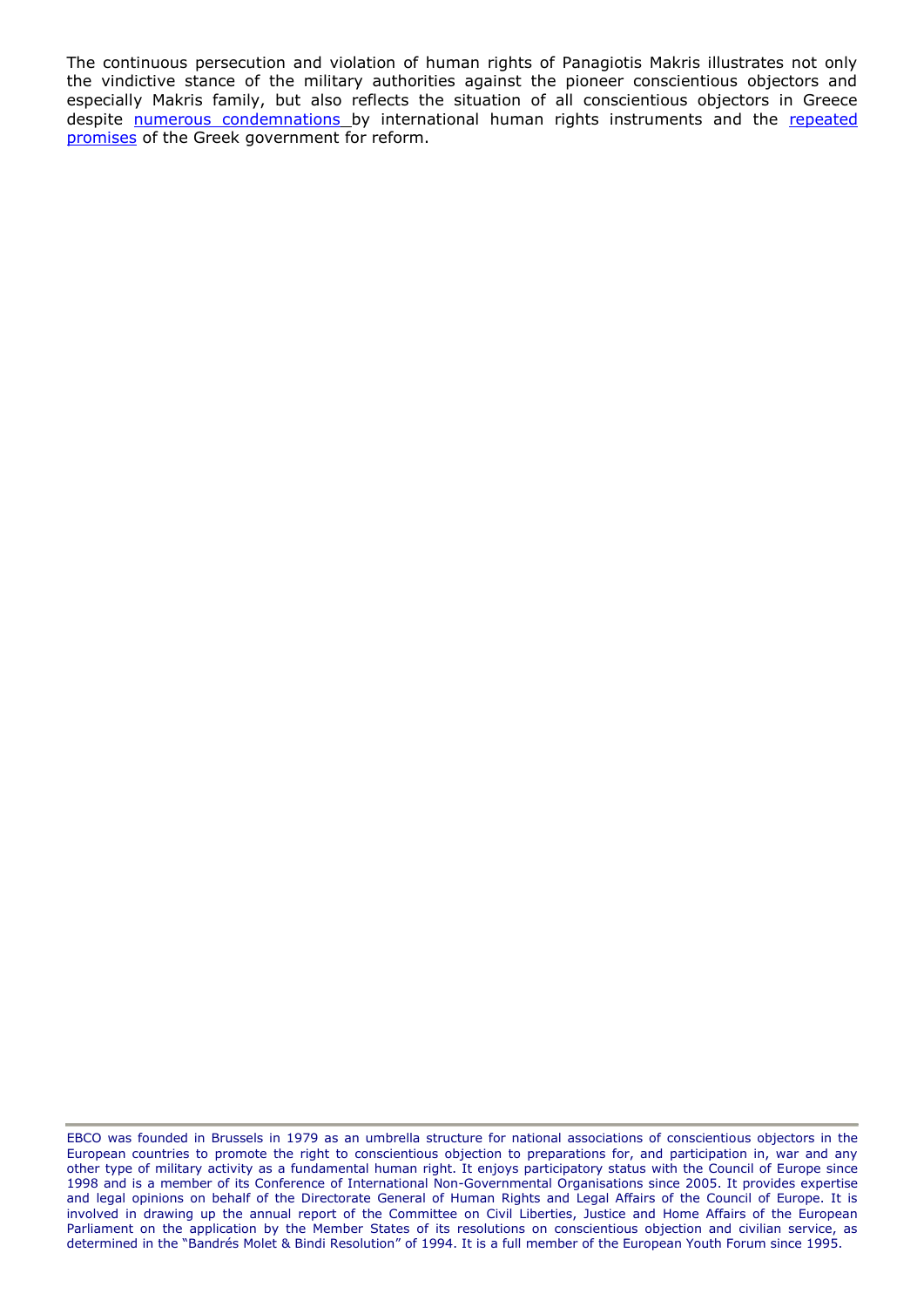The continuous persecution and violation of human rights of Panagiotis Makris illustrates not only the vindictive stance of the military authorities against the pioneer conscientious objectors and especially Makris family, but also reflects the situation of all conscientious objectors in Greece despite numerous condemnations by international human rights instruments and the repeated promises of the Greek government for reform.

---

EBCO was founded in Brussels in 1979 as an umbrella structure for national associations of conscientious objectors in the European countries to promote the right to conscientious objection to preparations for, and participation in, war and any other type of military activity as a fundamental human right. It enjoys participatory status with the Council of Europe since 1998 and is a member of its Conference of International Non-Governmental Organisations since 2005. It provides expertise and legal opinions on behalf of the Directorate General of Human Rights and Legal Affairs of the Council of Europe. It is involved in drawing up the annual report of the Committee on Civil Liberties, Justice and Home Affairs of the European Parliament on the application by the Member States of its resolutions on conscientious objection and civilian service, as determined in the "Bandrés Molet & Bindi Resolution" of 1994. It is a full member of the European Youth Forum since 1995.